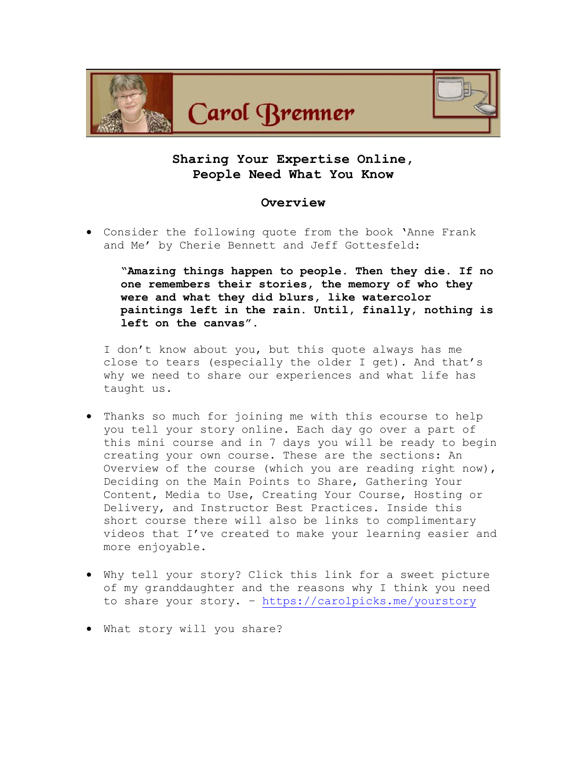Carol Bremner

## Sharing Your Expertise Online, People Need What You Know

### Overview

- Consider the following quote from the book 'Anne Frank and Me' by Cherie Bennett and Jeff Gottesfeld:

  **"Amazing things happen to people. Then they die. If no one remembers their stories, the memory of who they were and what they did blurs, like watercolor paintings left in the rain. Until, finally, nothing is left on the canvas".**

  I don't know about you, but this quote always has me close to tears (especially the older I get). And that's why we need to share our experiences and what life has taught us.

- Thanks so much for joining me with this ecourse to help you tell your story online. Each day go over a part of this mini course and in 7 days you will be ready to begin creating your own course. These are the sections: An Overview of the course (which you are reading right now), Deciding on the Main Points to Share, Gathering Your Content, Media to Use, Creating Your Course, Hosting or Delivery, and Instructor Best Practices. Inside this short course there will also be links to complimentary videos that I've created to make your learning easier and more enjoyable.

- Why tell your story? Click this link for a sweet picture of my granddaughter and the reasons why I think you need to share your story. – https://carolpicks.me/yourstory

- What story will you share?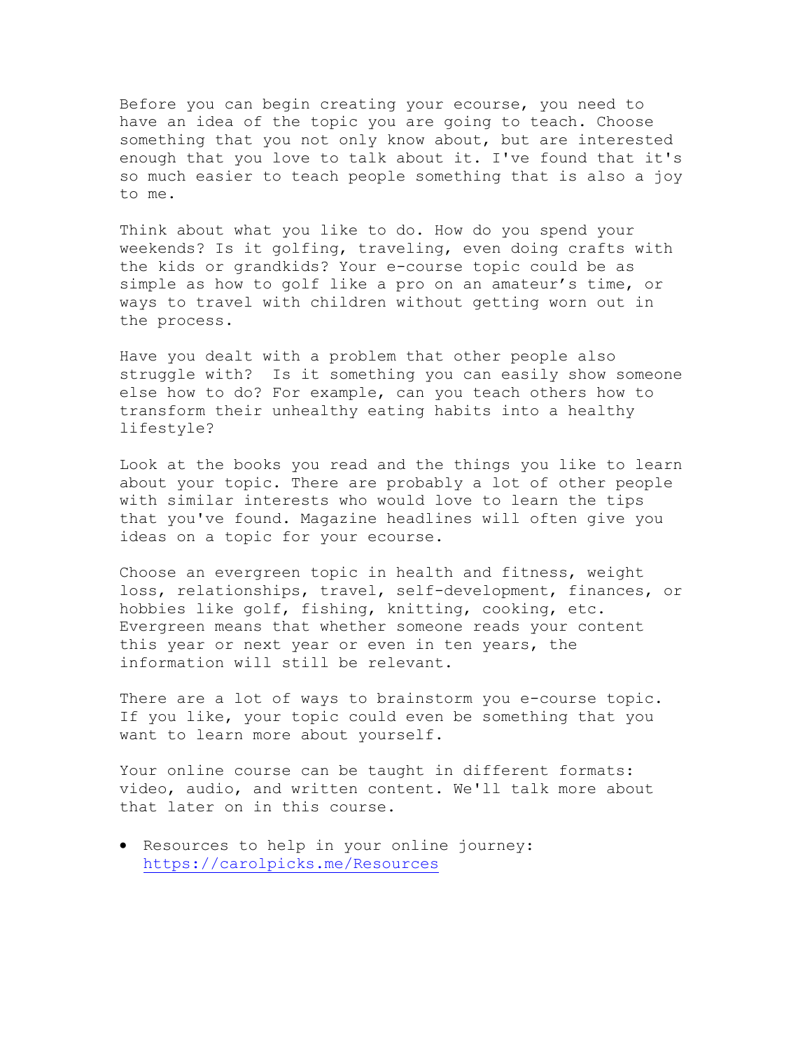Before you can begin creating your ecourse, you need to have an idea of the topic you are going to teach. Choose something that you not only know about, but are interested enough that you love to talk about it. I've found that it's so much easier to teach people something that is also a joy to me.

Think about what you like to do. How do you spend your weekends? Is it golfing, traveling, even doing crafts with the kids or grandkids? Your e-course topic could be as simple as how to golf like a pro on an amateur's time, or ways to travel with children without getting worn out in the process.

Have you dealt with a problem that other people also struggle with?  Is it something you can easily show someone else how to do? For example, can you teach others how to transform their unhealthy eating habits into a healthy lifestyle?

Look at the books you read and the things you like to learn about your topic. There are probably a lot of other people with similar interests who would love to learn the tips that you've found. Magazine headlines will often give you ideas on a topic for your ecourse.

Choose an evergreen topic in health and fitness, weight loss, relationships, travel, self-development, finances, or hobbies like golf, fishing, knitting, cooking, etc. Evergreen means that whether someone reads your content this year or next year or even in ten years, the information will still be relevant.

There are a lot of ways to brainstorm you e-course topic. If you like, your topic could even be something that you want to learn more about yourself.

Your online course can be taught in different formats: video, audio, and written content. We'll talk more about that later on in this course.

- Resources to help in your online journey: https://carolpicks.me/Resources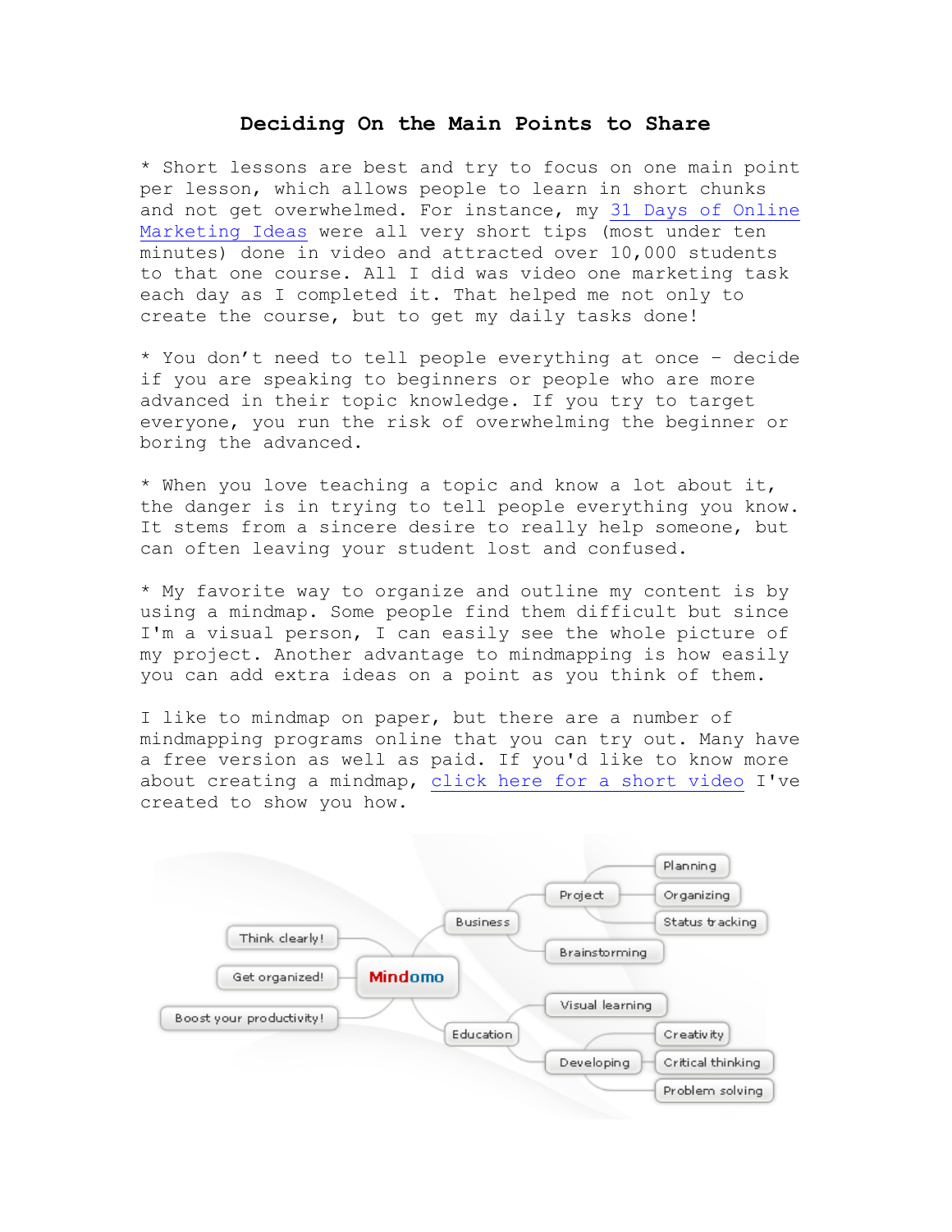# Deciding On the Main Points to Share

* Short lessons are best and try to focus on one main point per lesson, which allows people to learn in short chunks and not get overwhelmed. For instance, my 31 Days of Online Marketing Ideas were all very short tips (most under ten minutes) done in video and attracted over 10,000 students to that one course. All I did was video one marketing task each day as I completed it. That helped me not only to create the course, but to get my daily tasks done!

* You don't need to tell people everything at once – decide if you are speaking to beginners or people who are more advanced in their topic knowledge. If you try to target everyone, you run the risk of overwhelming the beginner or boring the advanced.

* When you love teaching a topic and know a lot about it, the danger is in trying to tell people everything you know. It stems from a sincere desire to really help someone, but can often leaving your student lost and confused.

* My favorite way to organize and outline my content is by using a mindmap. Some people find them difficult but since I'm a visual person, I can easily see the whole picture of my project. Another advantage to mindmapping is how easily you can add extra ideas on a point as you think of them.

I like to mindmap on paper, but there are a number of mindmapping programs online that you can try out. Many have a free version as well as paid. If you'd like to know more about creating a mindmap, click here for a short video I've created to show you how.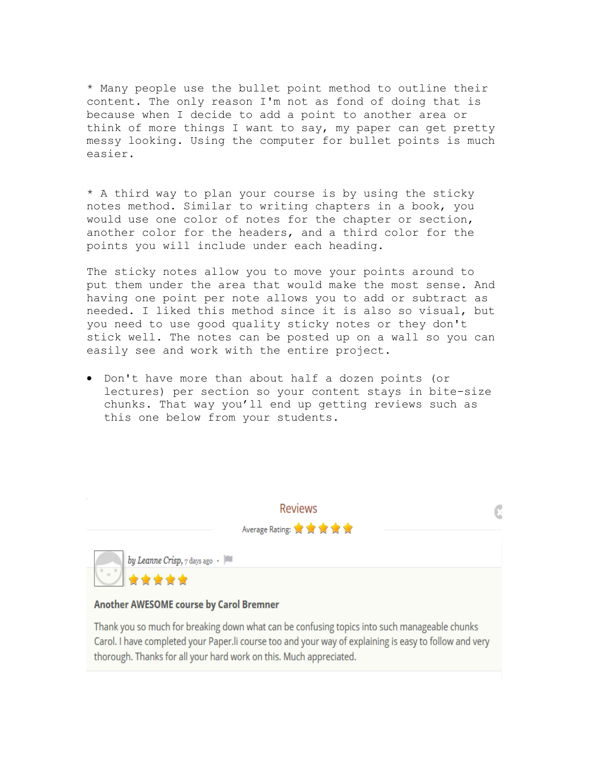* Many people use the bullet point method to outline their content. The only reason I'm not as fond of doing that is because when I decide to add a point to another area or think of more things I want to say, my paper can get pretty messy looking. Using the computer for bullet points is much easier.

* A third way to plan your course is by using the sticky notes method. Similar to writing chapters in a book, you would use one color of notes for the chapter or section, another color for the headers, and a third color for the points you will include under each heading.

The sticky notes allow you to move your points around to put them under the area that would make the most sense. And having one point per note allows you to add or subtract as needed. I liked this method since it is also so visual, but you need to use good quality sticky notes or they don't stick well. The notes can be posted up on a wall so you can easily see and work with the entire project.

- Don't have more than about half a dozen points (or lectures) per section so your content stays in bite-size chunks. That way you'll end up getting reviews such as this one below from your students.

Reviews

Average Rating: ★★★★★

by Leanne Crisp, 7 days ago ·

★★★★★

**Another AWESOME course by Carol Bremner**

Thank you so much for breaking down what can be confusing topics into such manageable chunks Carol. I have completed your Paper.li course too and your way of explaining is easy to follow and very thorough. Thanks for all your hard work on this. Much appreciated.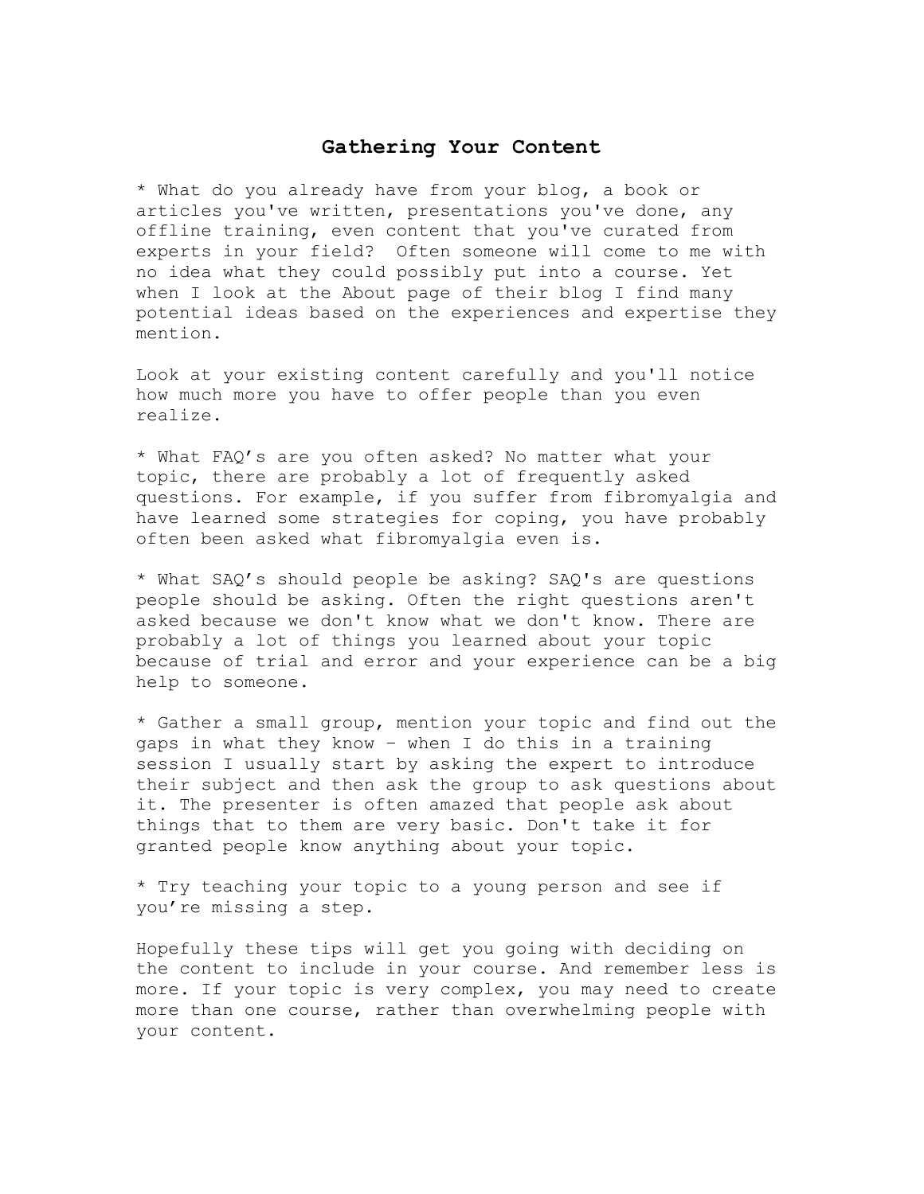## Gathering Your Content

* What do you already have from your blog, a book or articles you've written, presentations you've done, any offline training, even content that you've curated from experts in your field?  Often someone will come to me with no idea what they could possibly put into a course. Yet when I look at the About page of their blog I find many potential ideas based on the experiences and expertise they mention.

Look at your existing content carefully and you'll notice how much more you have to offer people than you even realize.

* What FAQ's are you often asked? No matter what your topic, there are probably a lot of frequently asked questions. For example, if you suffer from fibromyalgia and have learned some strategies for coping, you have probably often been asked what fibromyalgia even is.

* What SAQ's should people be asking? SAQ's are questions people should be asking. Often the right questions aren't asked because we don't know what we don't know. There are probably a lot of things you learned about your topic because of trial and error and your experience can be a big help to someone.

* Gather a small group, mention your topic and find out the gaps in what they know - when I do this in a training session I usually start by asking the expert to introduce their subject and then ask the group to ask questions about it. The presenter is often amazed that people ask about things that to them are very basic. Don't take it for granted people know anything about your topic.

* Try teaching your topic to a young person and see if you're missing a step.

Hopefully these tips will get you going with deciding on the content to include in your course. And remember less is more. If your topic is very complex, you may need to create more than one course, rather than overwhelming people with your content.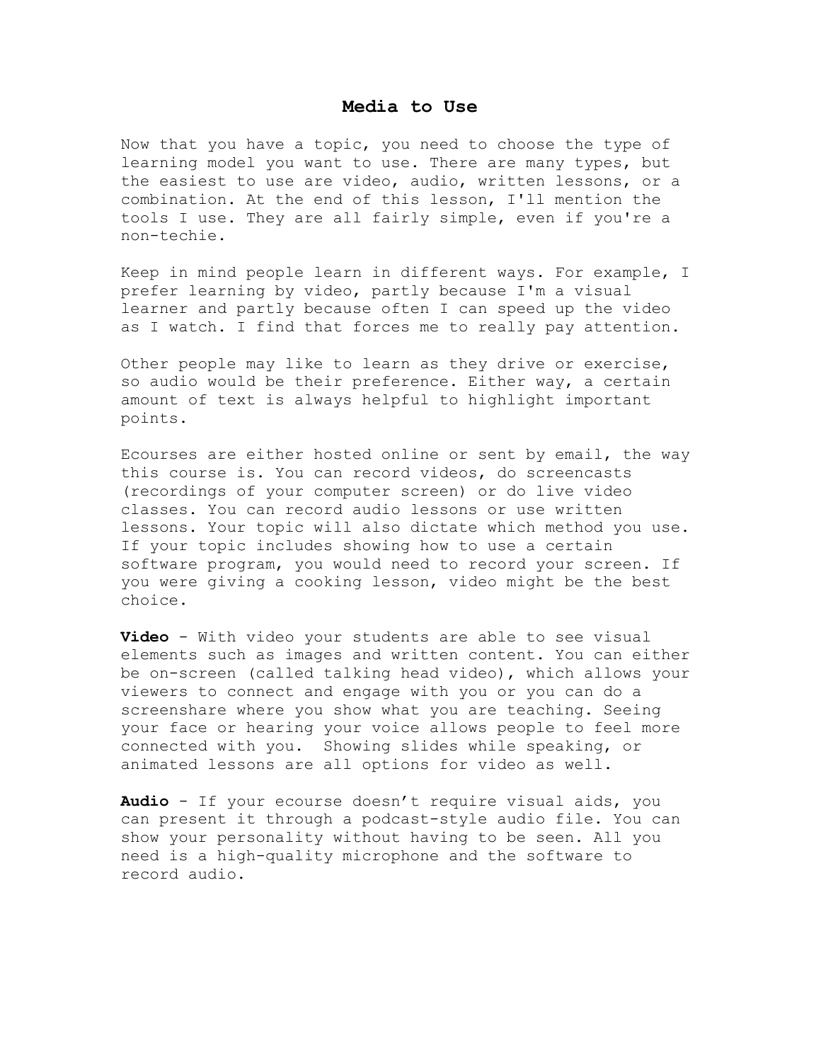# Media to Use

Now that you have a topic, you need to choose the type of learning model you want to use. There are many types, but the easiest to use are video, audio, written lessons, or a combination. At the end of this lesson, I'll mention the tools I use. They are all fairly simple, even if you're a non-techie.

Keep in mind people learn in different ways. For example, I prefer learning by video, partly because I'm a visual learner and partly because often I can speed up the video as I watch. I find that forces me to really pay attention.

Other people may like to learn as they drive or exercise, so audio would be their preference. Either way, a certain amount of text is always helpful to highlight important points.

Ecourses are either hosted online or sent by email, the way this course is. You can record videos, do screencasts (recordings of your computer screen) or do live video classes. You can record audio lessons or use written lessons. Your topic will also dictate which method you use. If your topic includes showing how to use a certain software program, you would need to record your screen. If you were giving a cooking lesson, video might be the best choice.

**Video** - With video your students are able to see visual elements such as images and written content. You can either be on-screen (called talking head video), which allows your viewers to connect and engage with you or you can do a screenshare where you show what you are teaching. Seeing your face or hearing your voice allows people to feel more connected with you. Showing slides while speaking, or animated lessons are all options for video as well.

**Audio** - If your ecourse doesn't require visual aids, you can present it through a podcast-style audio file. You can show your personality without having to be seen. All you need is a high-quality microphone and the software to record audio.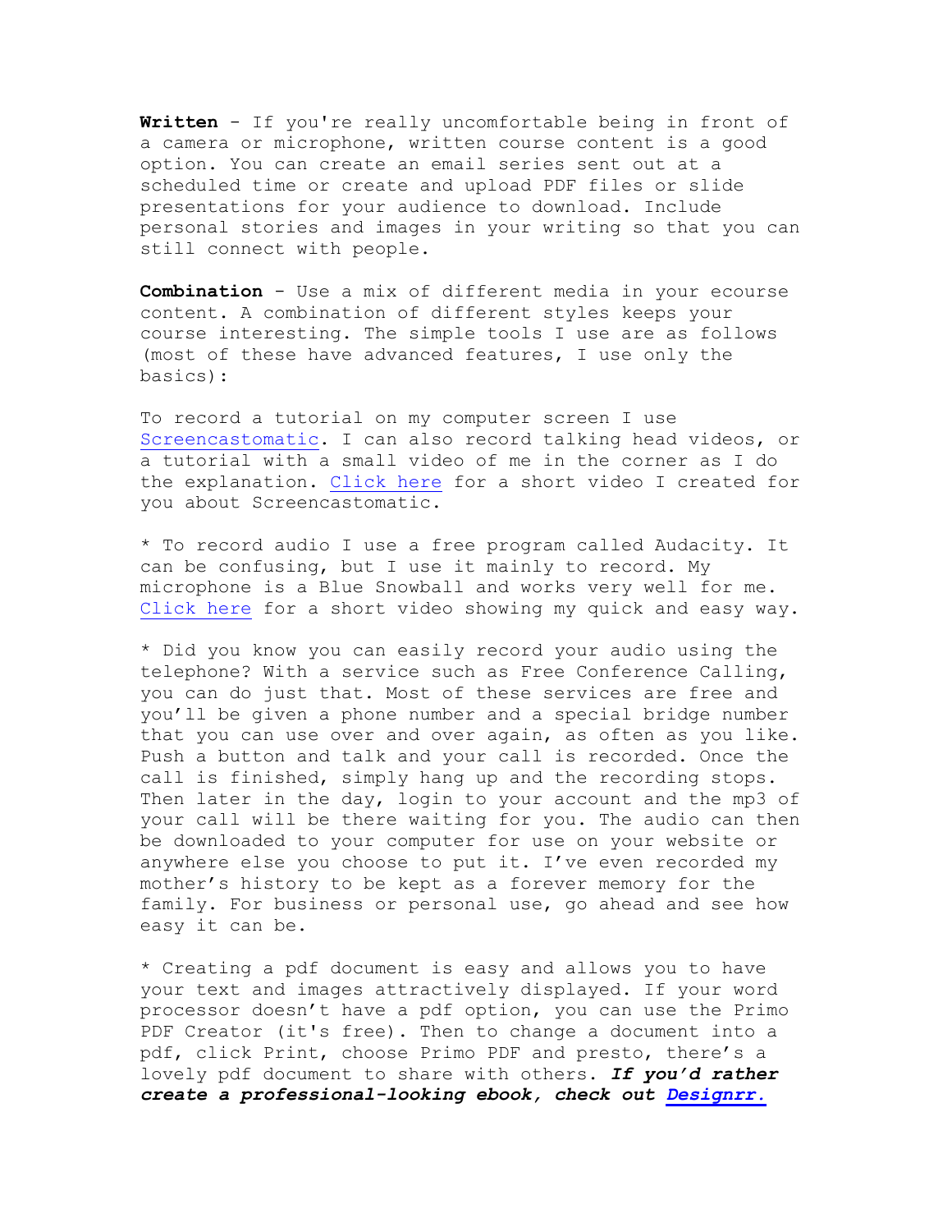**Written** - If you're really uncomfortable being in front of a camera or microphone, written course content is a good option. You can create an email series sent out at a scheduled time or create and upload PDF files or slide presentations for your audience to download. Include personal stories and images in your writing so that you can still connect with people.

**Combination** - Use a mix of different media in your ecourse content. A combination of different styles keeps your course interesting. The simple tools I use are as follows (most of these have advanced features, I use only the basics):

To record a tutorial on my computer screen I use Screencastomatic. I can also record talking head videos, or a tutorial with a small video of me in the corner as I do the explanation. Click here for a short video I created for you about Screencastomatic.

* To record audio I use a free program called Audacity. It can be confusing, but I use it mainly to record. My microphone is a Blue Snowball and works very well for me. Click here for a short video showing my quick and easy way.

* Did you know you can easily record your audio using the telephone? With a service such as Free Conference Calling, you can do just that. Most of these services are free and you'll be given a phone number and a special bridge number that you can use over and over again, as often as you like. Push a button and talk and your call is recorded. Once the call is finished, simply hang up and the recording stops. Then later in the day, login to your account and the mp3 of your call will be there waiting for you. The audio can then be downloaded to your computer for use on your website or anywhere else you choose to put it. I've even recorded my mother's history to be kept as a forever memory for the family. For business or personal use, go ahead and see how easy it can be.

* Creating a pdf document is easy and allows you to have your text and images attractively displayed. If your word processor doesn't have a pdf option, you can use the Primo PDF Creator (it's free). Then to change a document into a pdf, click Print, choose Primo PDF and presto, there's a lovely pdf document to share with others. ***If you'd rather create a professional-looking ebook, check out Designrr.***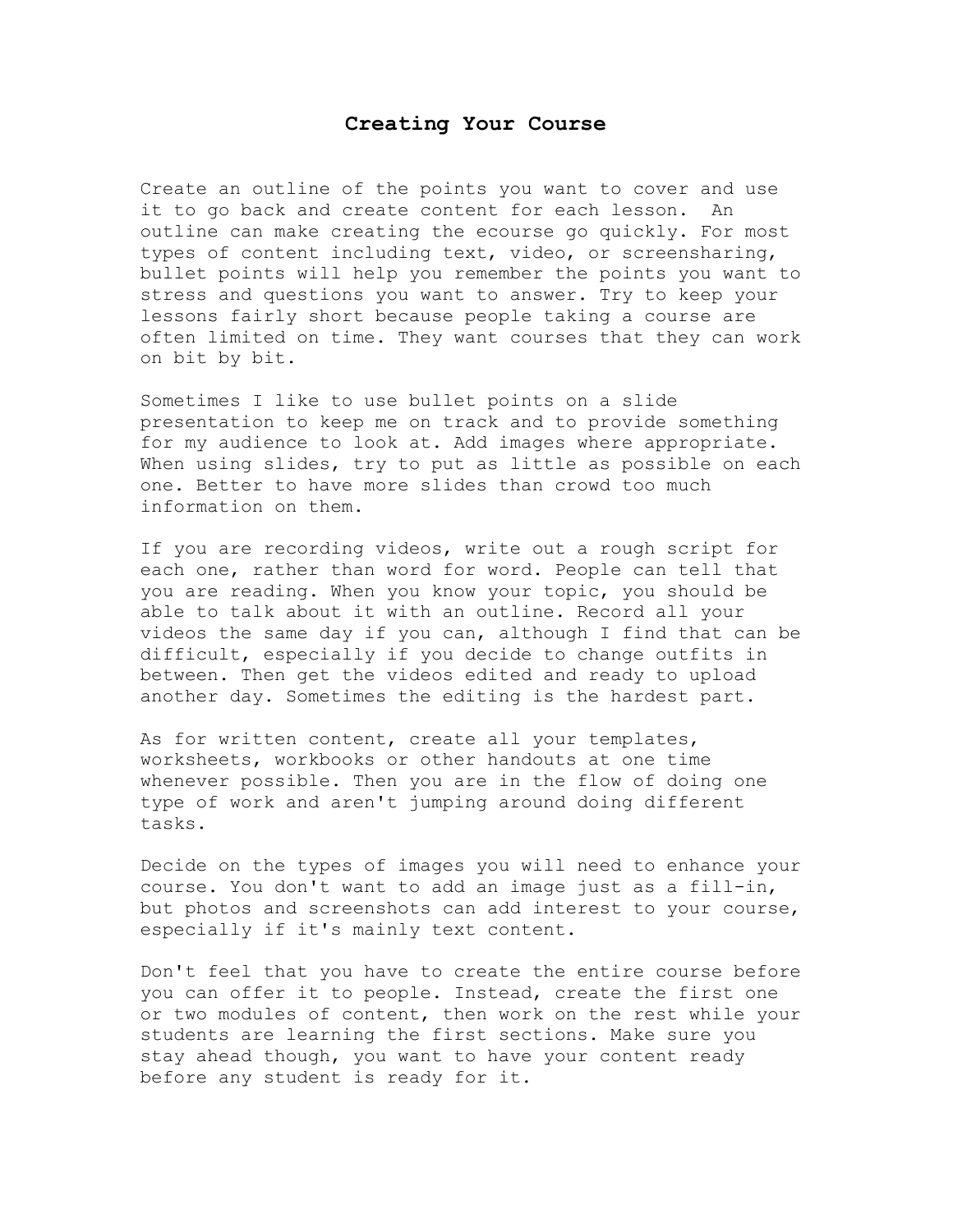## Creating Your Course

Create an outline of the points you want to cover and use it to go back and create content for each lesson. An outline can make creating the ecourse go quickly. For most types of content including text, video, or screensharing, bullet points will help you remember the points you want to stress and questions you want to answer. Try to keep your lessons fairly short because people taking a course are often limited on time. They want courses that they can work on bit by bit.

Sometimes I like to use bullet points on a slide presentation to keep me on track and to provide something for my audience to look at. Add images where appropriate. When using slides, try to put as little as possible on each one. Better to have more slides than crowd too much information on them.

If you are recording videos, write out a rough script for each one, rather than word for word. People can tell that you are reading. When you know your topic, you should be able to talk about it with an outline. Record all your videos the same day if you can, although I find that can be difficult, especially if you decide to change outfits in between. Then get the videos edited and ready to upload another day. Sometimes the editing is the hardest part.

As for written content, create all your templates, worksheets, workbooks or other handouts at one time whenever possible. Then you are in the flow of doing one type of work and aren't jumping around doing different tasks.

Decide on the types of images you will need to enhance your course. You don't want to add an image just as a fill-in, but photos and screenshots can add interest to your course, especially if it's mainly text content.

Don't feel that you have to create the entire course before you can offer it to people. Instead, create the first one or two modules of content, then work on the rest while your students are learning the first sections. Make sure you stay ahead though, you want to have your content ready before any student is ready for it.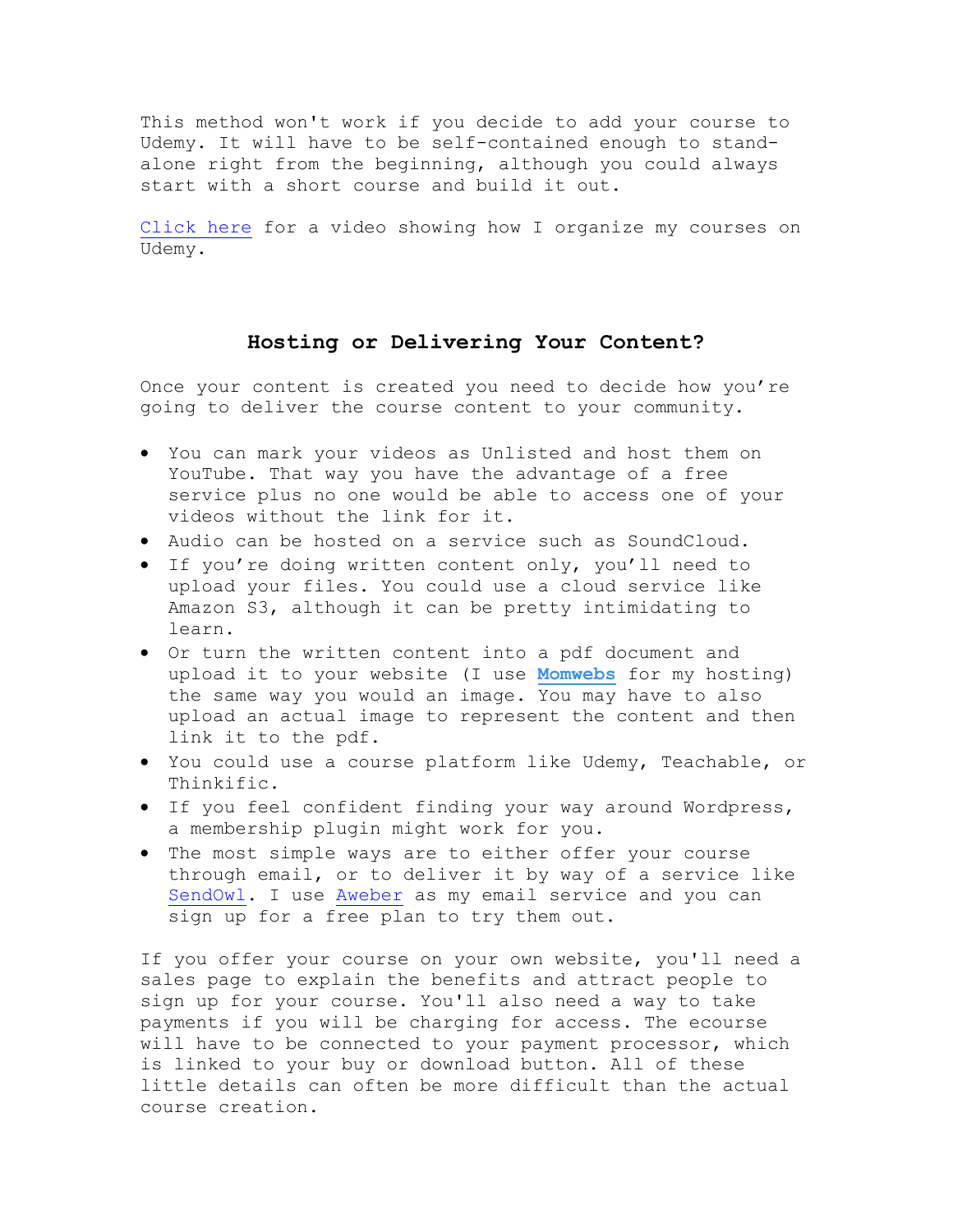This method won't work if you decide to add your course to Udemy. It will have to be self-contained enough to stand-alone right from the beginning, although you could always start with a short course and build it out.

Click here for a video showing how I organize my courses on Udemy.

## Hosting or Delivering Your Content?

Once your content is created you need to decide how you're going to deliver the course content to your community.

- You can mark your videos as Unlisted and host them on YouTube. That way you have the advantage of a free service plus no one would be able to access one of your videos without the link for it.
- Audio can be hosted on a service such as SoundCloud.
- If you're doing written content only, you'll need to upload your files. You could use a cloud service like Amazon S3, although it can be pretty intimidating to learn.
- Or turn the written content into a pdf document and upload it to your website (I use **Momwebs** for my hosting) the same way you would an image. You may have to also upload an actual image to represent the content and then link it to the pdf.
- You could use a course platform like Udemy, Teachable, or Thinkific.
- If you feel confident finding your way around Wordpress, a membership plugin might work for you.
- The most simple ways are to either offer your course through email, or to deliver it by way of a service like SendOwl. I use Aweber as my email service and you can sign up for a free plan to try them out.

If you offer your course on your own website, you'll need a sales page to explain the benefits and attract people to sign up for your course. You'll also need a way to take payments if you will be charging for access. The ecourse will have to be connected to your payment processor, which is linked to your buy or download button. All of these little details can often be more difficult than the actual course creation.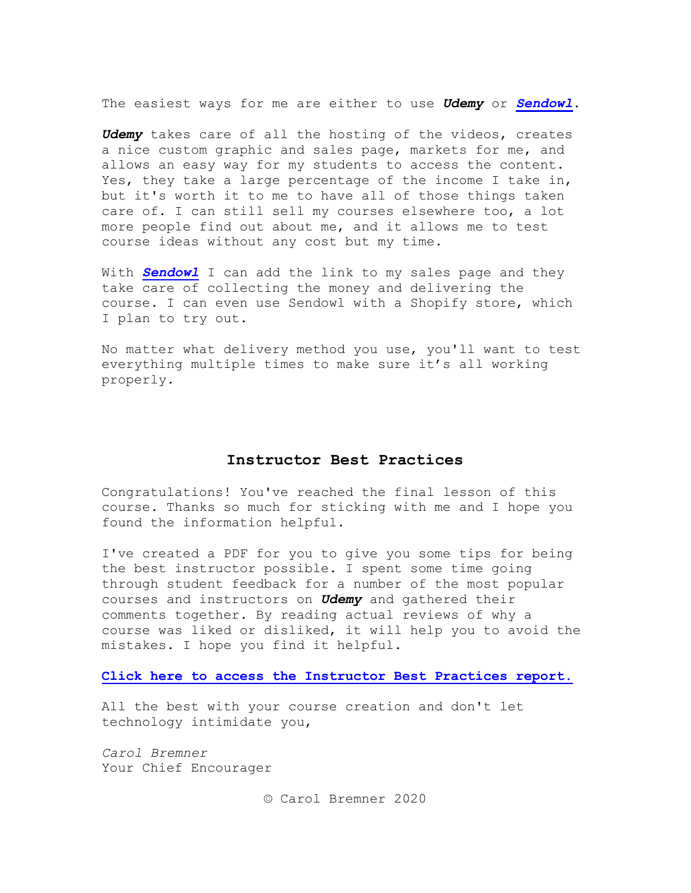The easiest ways for me are either to use ***Udemy*** or ***Sendowl***.

***Udemy*** takes care of all the hosting of the videos, creates a nice custom graphic and sales page, markets for me, and allows an easy way for my students to access the content. Yes, they take a large percentage of the income I take in, but it's worth it to me to have all of those things taken care of. I can still sell my courses elsewhere too, a lot more people find out about me, and it allows me to test course ideas without any cost but my time.

With ***Sendowl*** I can add the link to my sales page and they take care of collecting the money and delivering the course. I can even use Sendowl with a Shopify store, which I plan to try out.

No matter what delivery method you use, you'll want to test everything multiple times to make sure it's all working properly.

## Instructor Best Practices

Congratulations! You've reached the final lesson of this course. Thanks so much for sticking with me and I hope you found the information helpful.

I've created a PDF for you to give you some tips for being the best instructor possible. I spent some time going through student feedback for a number of the most popular courses and instructors on ***Udemy*** and gathered their comments together. By reading actual reviews of why a course was liked or disliked, it will help you to avoid the mistakes. I hope you find it helpful.

**Click here to access the Instructor Best Practices report.**

All the best with your course creation and don't let technology intimidate you,

*Carol Bremner*
Your Chief Encourager

© Carol Bremner 2020